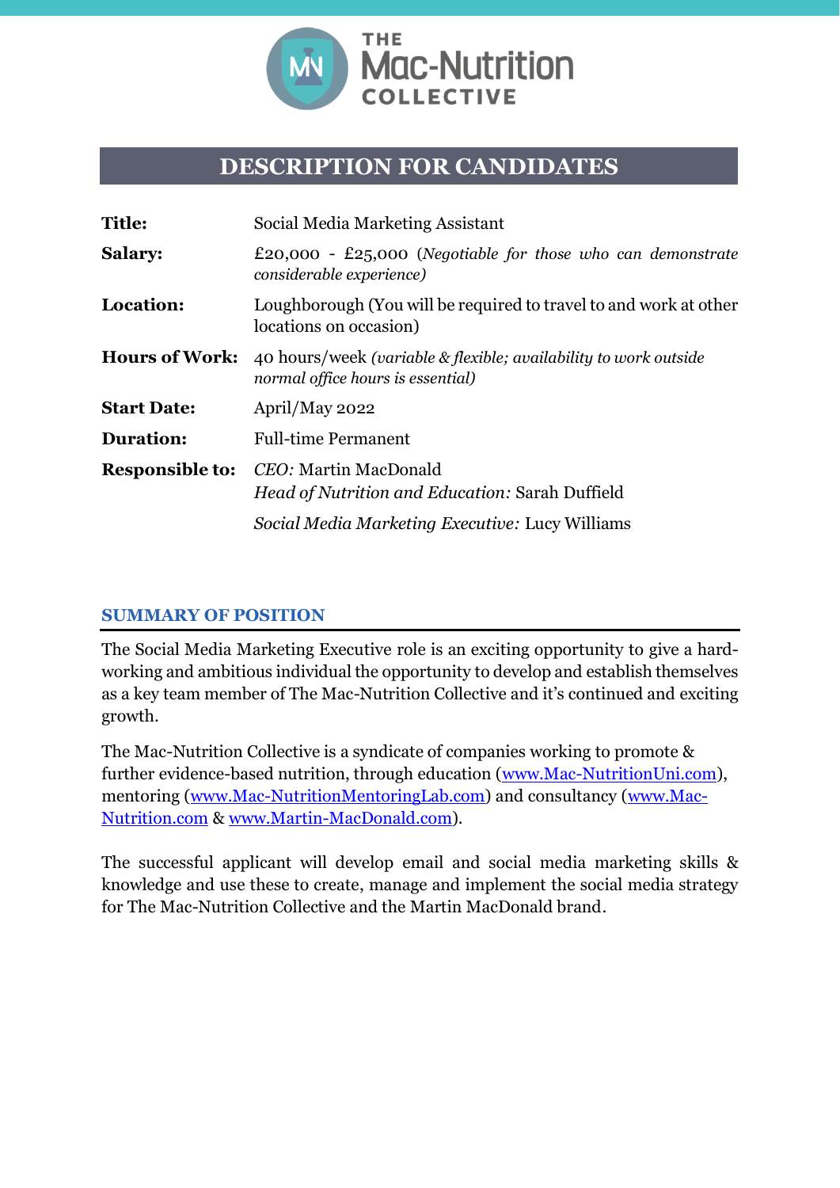THE Mac-Nutrition COLLECTIVE

# DESCRIPTION FOR CANDIDATES

| | |
|---|---|
| **Title:** | Social Media Marketing Assistant |
| **Salary:** | £20,000 - £25,000 (*Negotiable for those who can demonstrate considerable experience)* |
| **Location:** | Loughborough (You will be required to travel to and work at other locations on occasion) |
| **Hours of Work:** | 40 hours/week *(variable & flexible; availability to work outside normal office hours is essential)* |
| **Start Date:** | April/May 2022 |
| **Duration:** | Full-time Permanent |
| **Responsible to:** | *CEO:* Martin MacDonald<br>*Head of Nutrition and Education:* Sarah Duffield<br>*Social Media Marketing Executive:* Lucy Williams |

## SUMMARY OF POSITION

The Social Media Marketing Executive role is an exciting opportunity to give a hard-working and ambitious individual the opportunity to develop and establish themselves as a key team member of The Mac-Nutrition Collective and it's continued and exciting growth.

The Mac-Nutrition Collective is a syndicate of companies working to promote & further evidence-based nutrition, through education (www.Mac-NutritionUni.com), mentoring (www.Mac-NutritionMentoringLab.com) and consultancy (www.Mac-Nutrition.com & www.Martin-MacDonald.com).

The successful applicant will develop email and social media marketing skills & knowledge and use these to create, manage and implement the social media strategy for The Mac-Nutrition Collective and the Martin MacDonald brand.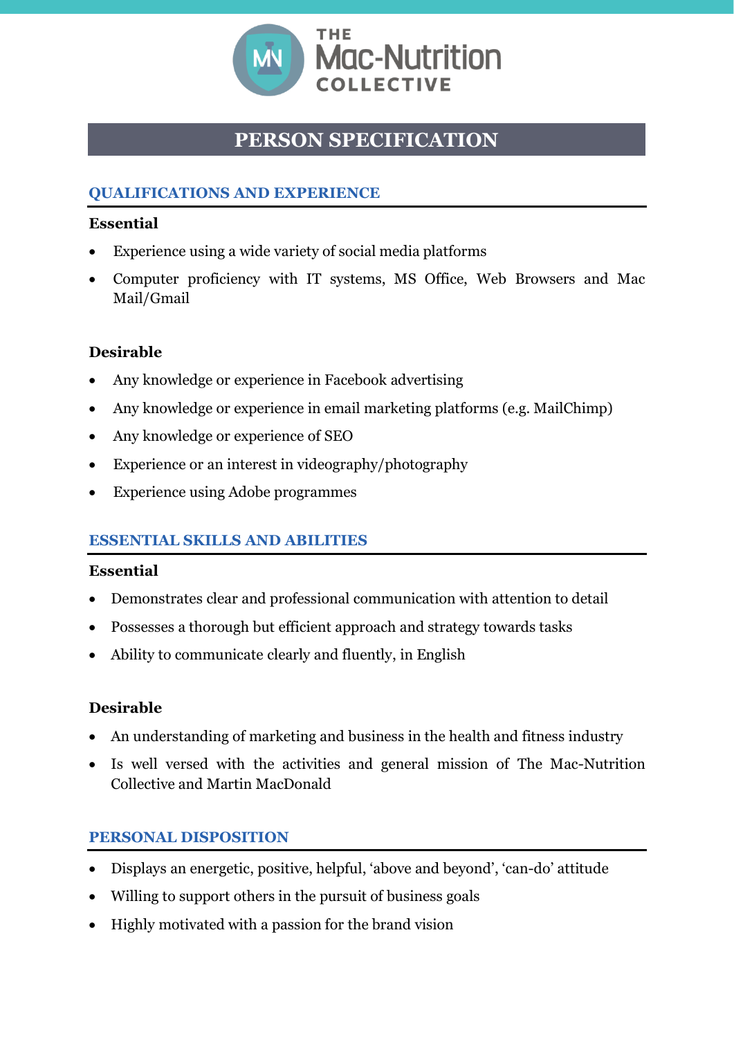# PERSON SPECIFICATION

## QUALIFICATIONS AND EXPERIENCE

**Essential**

- Experience using a wide variety of social media platforms
- Computer proficiency with IT systems, MS Office, Web Browsers and Mac Mail/Gmail

**Desirable**

- Any knowledge or experience in Facebook advertising
- Any knowledge or experience in email marketing platforms (e.g. MailChimp)
- Any knowledge or experience of SEO
- Experience or an interest in videography/photography
- Experience using Adobe programmes

## ESSENTIAL SKILLS AND ABILITIES

**Essential**

- Demonstrates clear and professional communication with attention to detail
- Possesses a thorough but efficient approach and strategy towards tasks
- Ability to communicate clearly and fluently, in English

**Desirable**

- An understanding of marketing and business in the health and fitness industry
- Is well versed with the activities and general mission of The Mac-Nutrition Collective and Martin MacDonald

## PERSONAL DISPOSITION

- Displays an energetic, positive, helpful, 'above and beyond', 'can-do' attitude
- Willing to support others in the pursuit of business goals
- Highly motivated with a passion for the brand vision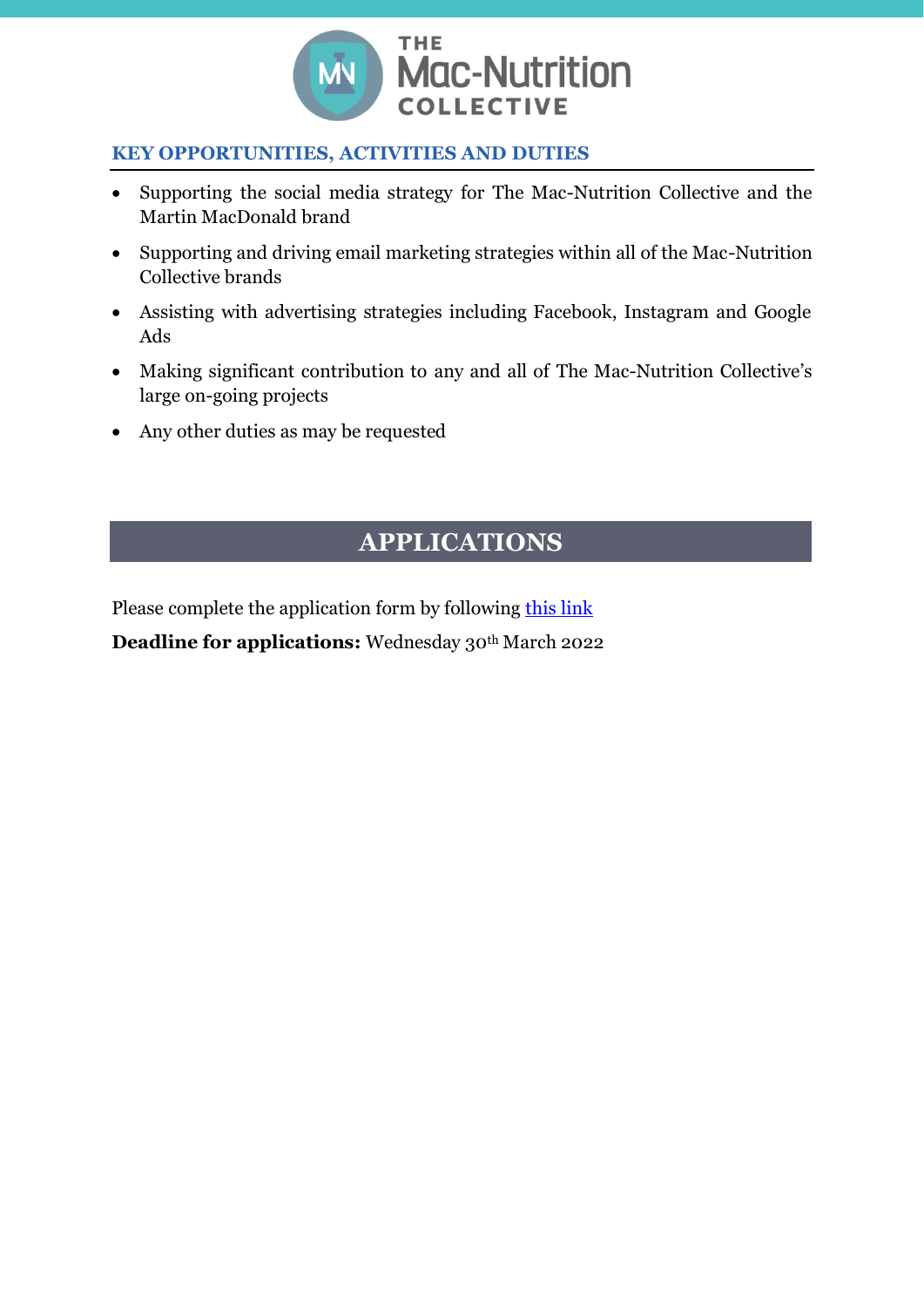## KEY OPPORTUNITIES, ACTIVITIES AND DUTIES

- Supporting the social media strategy for The Mac-Nutrition Collective and the Martin MacDonald brand
- Supporting and driving email marketing strategies within all of the Mac-Nutrition Collective brands
- Assisting with advertising strategies including Facebook, Instagram and Google Ads
- Making significant contribution to any and all of The Mac-Nutrition Collective's large on-going projects
- Any other duties as may be requested

## APPLICATIONS

Please complete the application form by following this link

**Deadline for applications:** Wednesday 30th March 2022